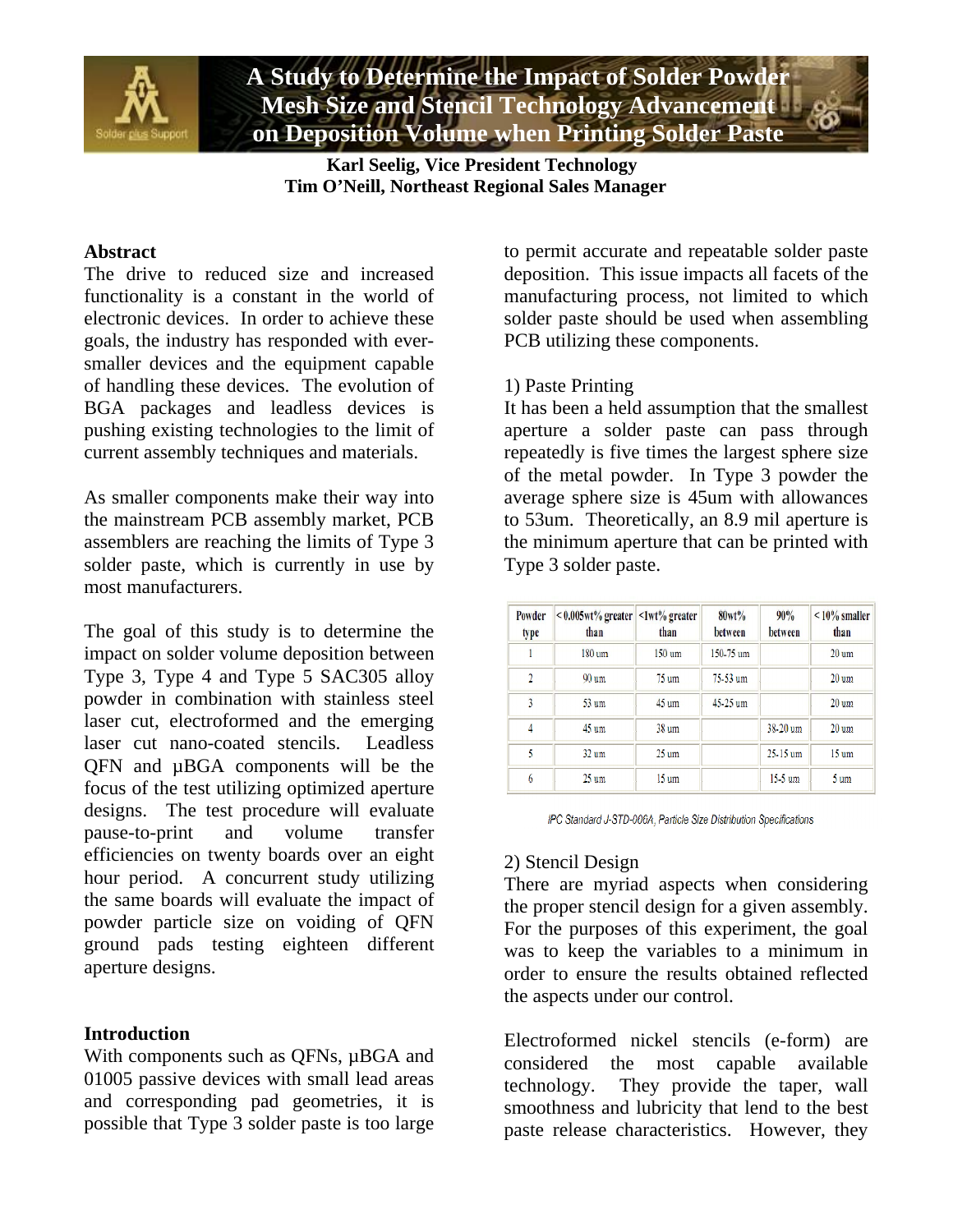# A Study to Determine the Impact of Solder Powder Mesh Size and Stencil Technology Advancement on Deposition Volume when Printing Solder Paste

**Karl Seelig, Vice President Technology**
**Tim O'Neill, Northeast Regional Sales Manager**

## Abstract

The drive to reduced size and increased functionality is a constant in the world of electronic devices. In order to achieve these goals, the industry has responded with ever-smaller devices and the equipment capable of handling these devices. The evolution of BGA packages and leadless devices is pushing existing technologies to the limit of current assembly techniques and materials.

As smaller components make their way into the mainstream PCB assembly market, PCB assemblers are reaching the limits of Type 3 solder paste, which is currently in use by most manufacturers.

The goal of this study is to determine the impact on solder volume deposition between Type 3, Type 4 and Type 5 SAC305 alloy powder in combination with stainless steel laser cut, electroformed and the emerging laser cut nano-coated stencils. Leadless QFN and µBGA components will be the focus of the test utilizing optimized aperture designs. The test procedure will evaluate pause-to-print and volume transfer efficiencies on twenty boards over an eight hour period. A concurrent study utilizing the same boards will evaluate the impact of powder particle size on voiding of QFN ground pads testing eighteen different aperture designs.

## Introduction

With components such as QFNs, µBGA and 01005 passive devices with small lead areas and corresponding pad geometries, it is possible that Type 3 solder paste is too large to permit accurate and repeatable solder paste deposition. This issue impacts all facets of the manufacturing process, not limited to which solder paste should be used when assembling PCB utilizing these components.

1) Paste Printing

It has been a held assumption that the smallest aperture a solder paste can pass through repeatedly is five times the largest sphere size of the metal powder. In Type 3 powder the average sphere size is 45um with allowances to 53um. Theoretically, an 8.9 mil aperture is the minimum aperture that can be printed with Type 3 solder paste.

| Powder type | < 0.005wt% greater than | <1wt% greater than | 80wt% between | 90% between | < 10% smaller than |
|---|---|---|---|---|---|
| 1 | 180 um | 150 um | 150-75 um | | 20 um |
| 2 | 90 um | 75 um | 75-53 um | | 20 um |
| 3 | 53 um | 45 um | 45-25 um | | 20 um |
| 4 | 45 um | 38 um | | 38-20 um | 20 um |
| 5 | 32 um | 25 um | | 25-15 um | 15 um |
| 6 | 25 um | 15 um | | 15-5 um | 5 um |

*IPC Standard J-STD-006A, Particle Size Distribution Specifications*

2) Stencil Design

There are myriad aspects when considering the proper stencil design for a given assembly. For the purposes of this experiment, the goal was to keep the variables to a minimum in order to ensure the results obtained reflected the aspects under our control.

Electroformed nickel stencils (e-form) are considered the most capable available technology. They provide the taper, wall smoothness and lubricity that lend to the best paste release characteristics. However, they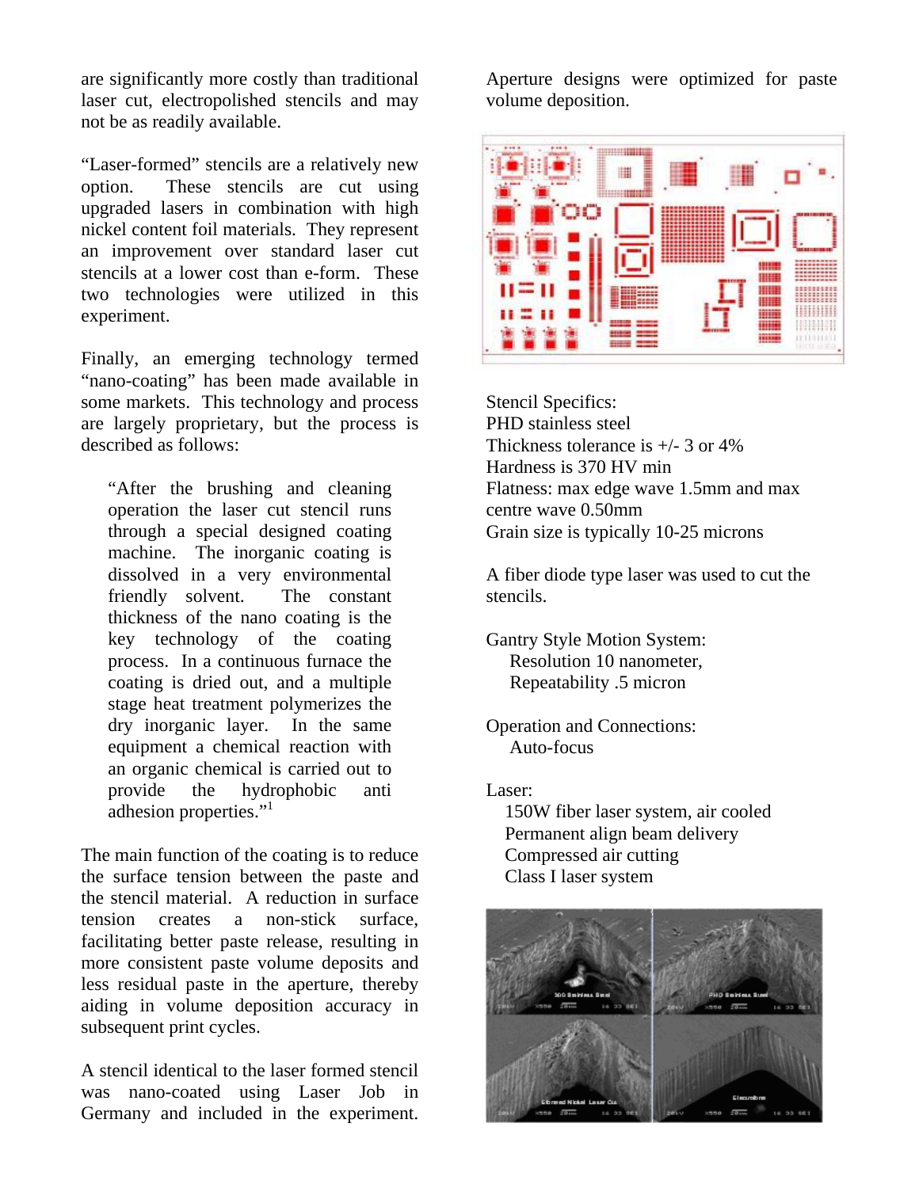are significantly more costly than traditional laser cut, electropolished stencils and may not be as readily available.

"Laser-formed" stencils are a relatively new option. These stencils are cut using upgraded lasers in combination with high nickel content foil materials. They represent an improvement over standard laser cut stencils at a lower cost than e-form. These two technologies were utilized in this experiment.

Finally, an emerging technology termed "nano-coating" has been made available in some markets. This technology and process are largely proprietary, but the process is described as follows:

> "After the brushing and cleaning operation the laser cut stencil runs through a special designed coating machine. The inorganic coating is dissolved in a very environmental friendly solvent. The constant thickness of the nano coating is the key technology of the coating process. In a continuous furnace the coating is dried out, and a multiple stage heat treatment polymerizes the dry inorganic layer. In the same equipment a chemical reaction with an organic chemical is carried out to provide the hydrophobic anti adhesion properties."[1]

The main function of the coating is to reduce the surface tension between the paste and the stencil material. A reduction in surface tension creates a non-stick surface, facilitating better paste release, resulting in more consistent paste volume deposits and less residual paste in the aperture, thereby aiding in volume deposition accuracy in subsequent print cycles.

A stencil identical to the laser formed stencil was nano-coated using Laser Job in Germany and included in the experiment.

Aperture designs were optimized for paste volume deposition.

Stencil Specifics:
PHD stainless steel
Thickness tolerance is +/- 3 or 4%
Hardness is 370 HV min
Flatness: max edge wave 1.5mm and max centre wave 0.50mm
Grain size is typically 10-25 microns

A fiber diode type laser was used to cut the stencils.

Gantry Style Motion System:
- Resolution 10 nanometer,
- Repeatability .5 micron

Operation and Connections:
- Auto-focus

Laser:
- 150W fiber laser system, air cooled
- Permanent align beam delivery
- Compressed air cutting
- Class I laser system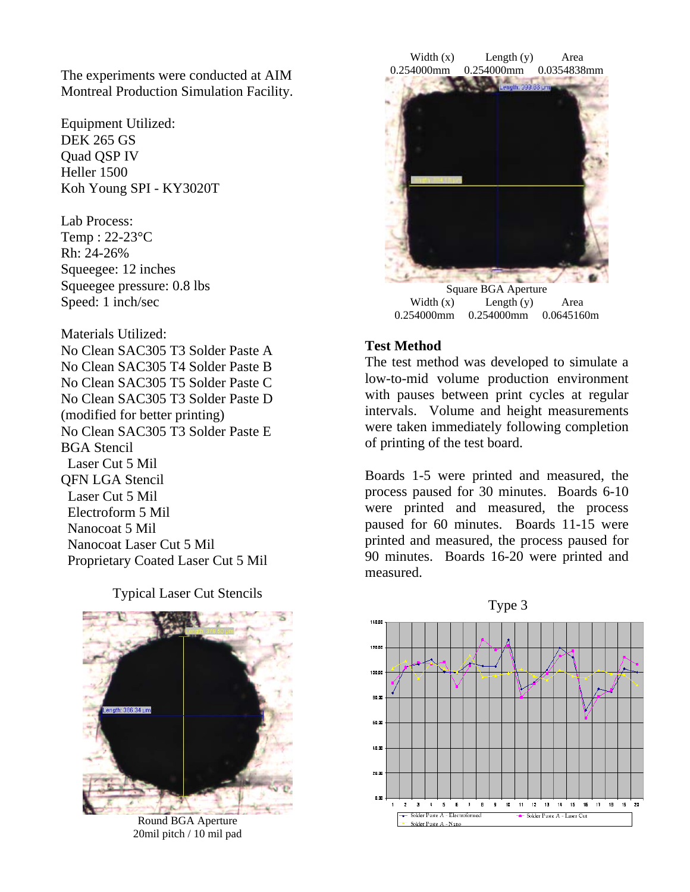The experiments were conducted at AIM Montreal Production Simulation Facility.

Equipment Utilized:
DEK 265 GS
Quad QSP IV
Heller 1500
Koh Young SPI - KY3020T

Lab Process:
Temp : 22-23°C
Rh: 24-26%
Squeegee: 12 inches
Squeegee pressure: 0.8 lbs
Speed: 1 inch/sec

Materials Utilized:
No Clean SAC305 T3 Solder Paste A
No Clean SAC305 T4 Solder Paste B
No Clean SAC305 T5 Solder Paste C
No Clean SAC305 T3 Solder Paste D (modified for better printing)
No Clean SAC305 T3 Solder Paste E
BGA Stencil
- Laser Cut 5 Mil

QFN LGA Stencil
- Laser Cut 5 Mil
- Electroform 5 Mil
- Nanocoat 5 Mil
- Nanocoat Laser Cut 5 Mil
- Proprietary Coated Laser Cut 5 Mil

Typical Laser Cut Stencils

Round BGA Aperture
20mil pitch / 10 mil pad

| Width (x) | Length (y) | Area |
|---|---|---|
| 0.254000mm | 0.254000mm | 0.0354838mm |

Square BGA Aperture

| Width (x) | Length (y) | Area |
|---|---|---|
| 0.254000mm | 0.254000mm | 0.0645160m |

**Test Method**

The test method was developed to simulate a low-to-mid volume production environment with pauses between print cycles at regular intervals. Volume and height measurements were taken immediately following completion of printing of the test board.

Boards 1-5 were printed and measured, the process paused for 30 minutes. Boards 6-10 were printed and measured, the process paused for 60 minutes. Boards 11-15 were printed and measured, the process paused for 90 minutes. Boards 16-20 were printed and measured.

Type 3

Legend: Solder Paste A - Electroformed; Solder Paste A - Laser Cut; Solder Paste A - Nano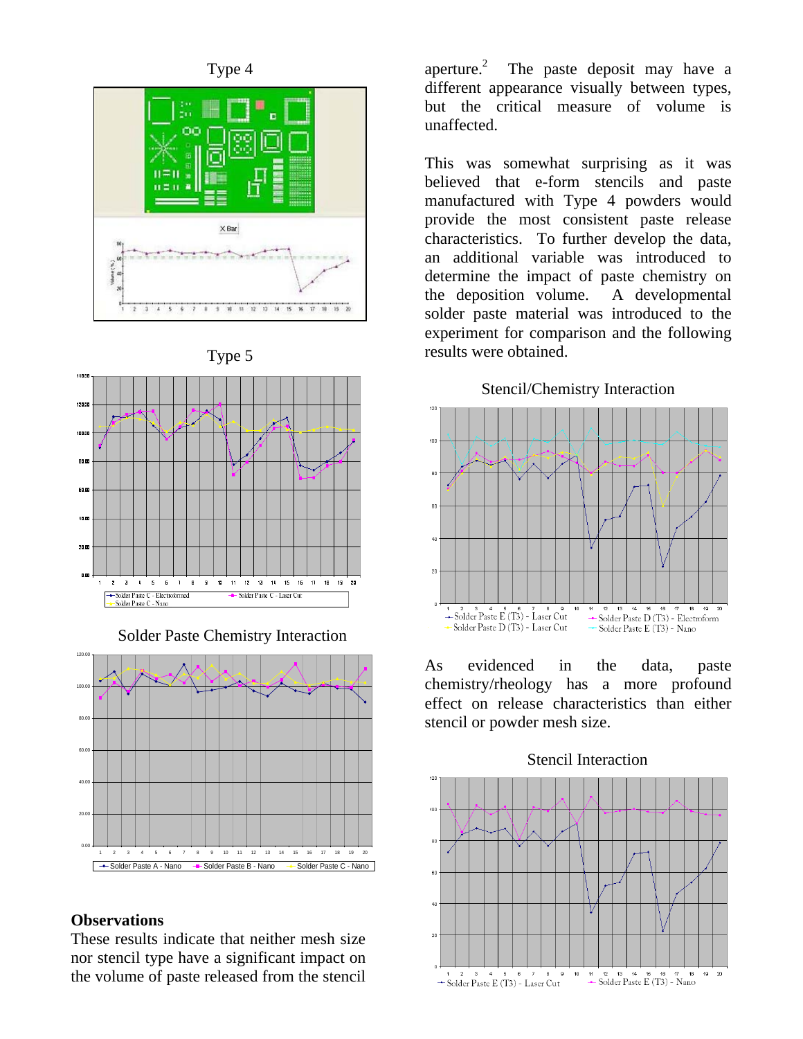Type 4

Type 5

Solder Paste Chemistry Interaction

### Observations

These results indicate that neither mesh size nor stencil type have a significant impact on the volume of paste released from the stencil aperture.[2] The paste deposit may have a different appearance visually between types, but the critical measure of volume is unaffected.

This was somewhat surprising as it was believed that e-form stencils and paste manufactured with Type 4 powders would provide the most consistent paste release characteristics. To further develop the data, an additional variable was introduced to determine the impact of paste chemistry on the deposition volume. A developmental solder paste material was introduced to the experiment for comparison and the following results were obtained.

Stencil/Chemistry Interaction

As evidenced in the data, paste chemistry/rheology has a more profound effect on release characteristics than either stencil or powder mesh size.

Stencil Interaction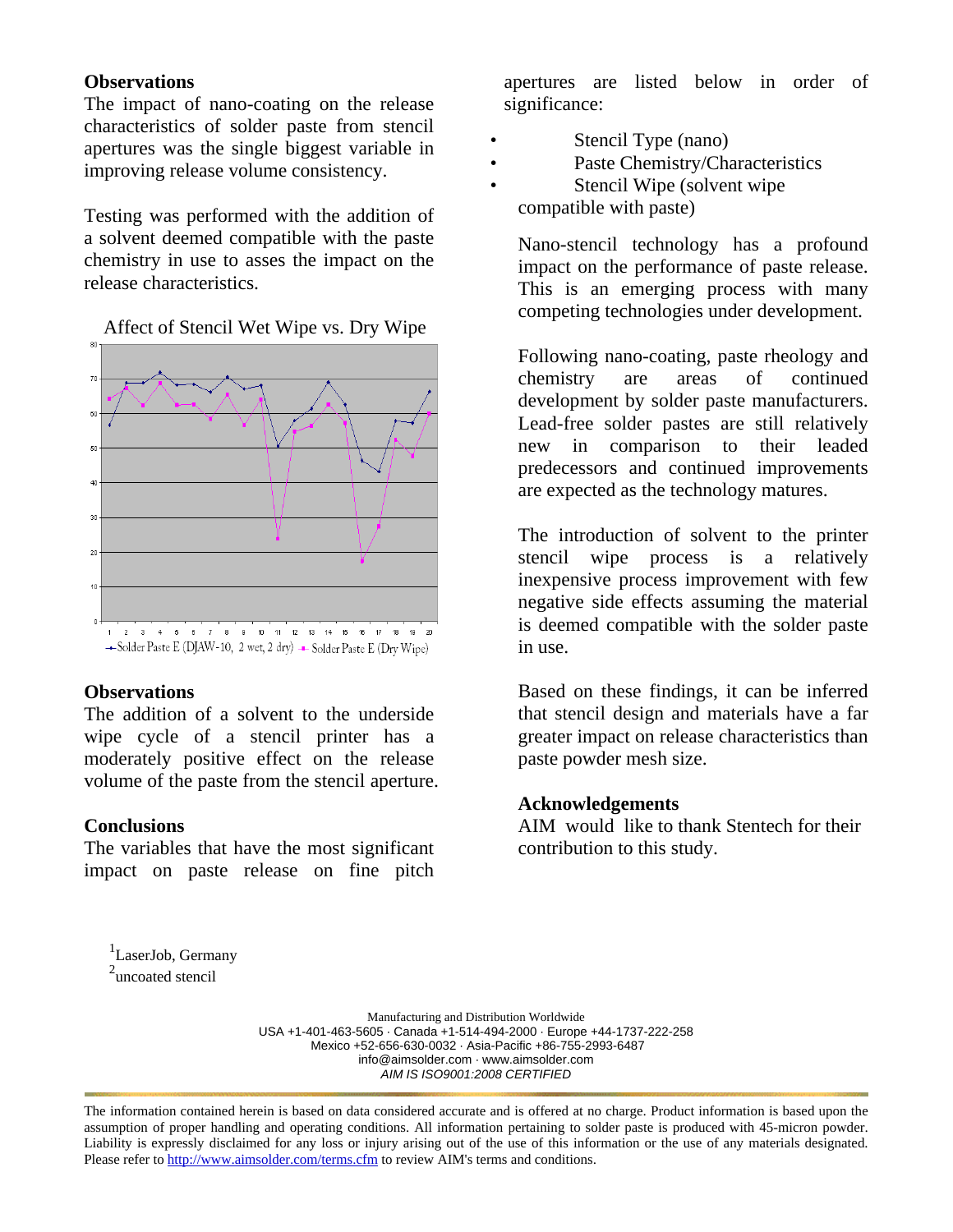### Observations

The impact of nano-coating on the release characteristics of solder paste from stencil apertures was the single biggest variable in improving release volume consistency.

Testing was performed with the addition of a solvent deemed compatible with the paste chemistry in use to asses the impact on the release characteristics.

Affect of Stencil Wet Wipe vs. Dry Wipe

80
70
60
50
40
30
20
10
0

1 2 3 4 5 6 7 8 9 10 11 12 13 14 15 16 17 18 19 20

Solder Paste E (DJAW-10, 2 wet, 2 dry) — Solder Paste E (Dry Wipe)

### Observations

The addition of a solvent to the underside wipe cycle of a stencil printer has a moderately positive effect on the release volume of the paste from the stencil aperture.

### Conclusions

The variables that have the most significant impact on paste release on fine pitch apertures are listed below in order of significance:

- Stencil Type (nano)
- Paste Chemistry/Characteristics
- Stencil Wipe (solvent wipe compatible with paste)

Nano-stencil technology has a profound impact on the performance of paste release. This is an emerging process with many competing technologies under development.

Following nano-coating, paste rheology and chemistry are areas of continued development by solder paste manufacturers. Lead-free solder pastes are still relatively new in comparison to their leaded predecessors and continued improvements are expected as the technology matures.

The introduction of solvent to the printer stencil wipe process is a relatively inexpensive process improvement with few negative side effects assuming the material is deemed compatible with the solder paste in use.

Based on these findings, it can be inferred that stencil design and materials have a far greater impact on release characteristics than paste powder mesh size.

### Acknowledgements

AIM would like to thank Stentech for their contribution to this study.

[1]LaserJob, Germany
[2]uncoated stencil

Manufacturing and Distribution Worldwide
USA +1-401-463-5605 · Canada +1-514-494-2000 · Europe +44-1737-222-258
Mexico +52-656-630-0032 · Asia-Pacific +86-755-2993-6487
info@aimsolder.com · www.aimsolder.com
*AIM IS ISO9001:2008 CERTIFIED*

The information contained herein is based on data considered accurate and is offered at no charge. Product information is based upon the assumption of proper handling and operating conditions. All information pertaining to solder paste is produced with 45-micron powder. Liability is expressly disclaimed for any loss or injury arising out of the use of this information or the use of any materials designated. Please refer to http://www.aimsolder.com/terms.cfm to review AIM's terms and conditions.